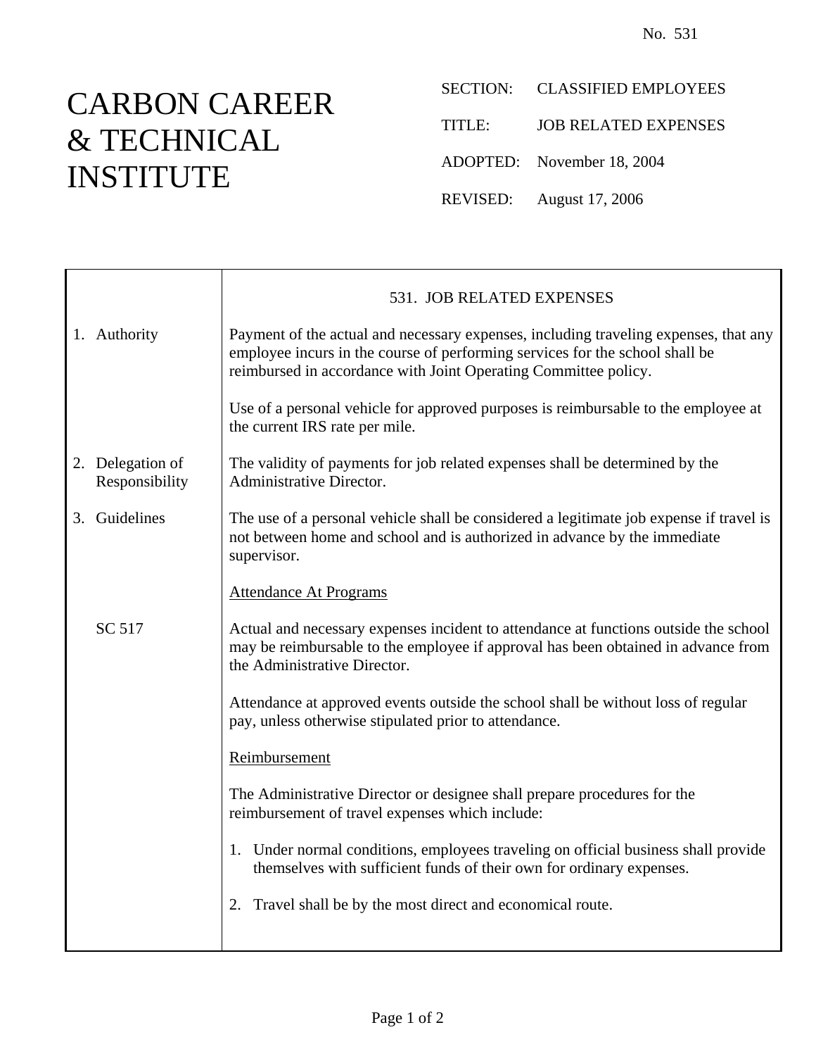No. 531

# CARBON CAREER & TECHNICAL INSTITUTE

SECTION: CLASSIFIED EMPLOYEES

TITLE: JOB RELATED EXPENSES

ADOPTED: November 18, 2004

REVISED: August 17, 2006

## 531. JOB RELATED EXPENSES

**1. Authority**

Payment of the actual and necessary expenses, including traveling expenses, that any employee incurs in the course of performing services for the school shall be reimbursed in accordance with Joint Operating Committee policy.

Use of a personal vehicle for approved purposes is reimbursable to the employee at the current IRS rate per mile.

**2. Delegation of Responsibility**

The validity of payments for job related expenses shall be determined by the Administrative Director.

**3. Guidelines**

The use of a personal vehicle shall be considered a legitimate job expense if travel is not between home and school and is authorized in advance by the immediate supervisor.

Attendance At Programs

SC 517

Actual and necessary expenses incident to attendance at functions outside the school may be reimbursable to the employee if approval has been obtained in advance from the Administrative Director.

Attendance at approved events outside the school shall be without loss of regular pay, unless otherwise stipulated prior to attendance.

Reimbursement

The Administrative Director or designee shall prepare procedures for the reimbursement of travel expenses which include:

1. Under normal conditions, employees traveling on official business shall provide themselves with sufficient funds of their own for ordinary expenses.

2. Travel shall be by the most direct and economical route.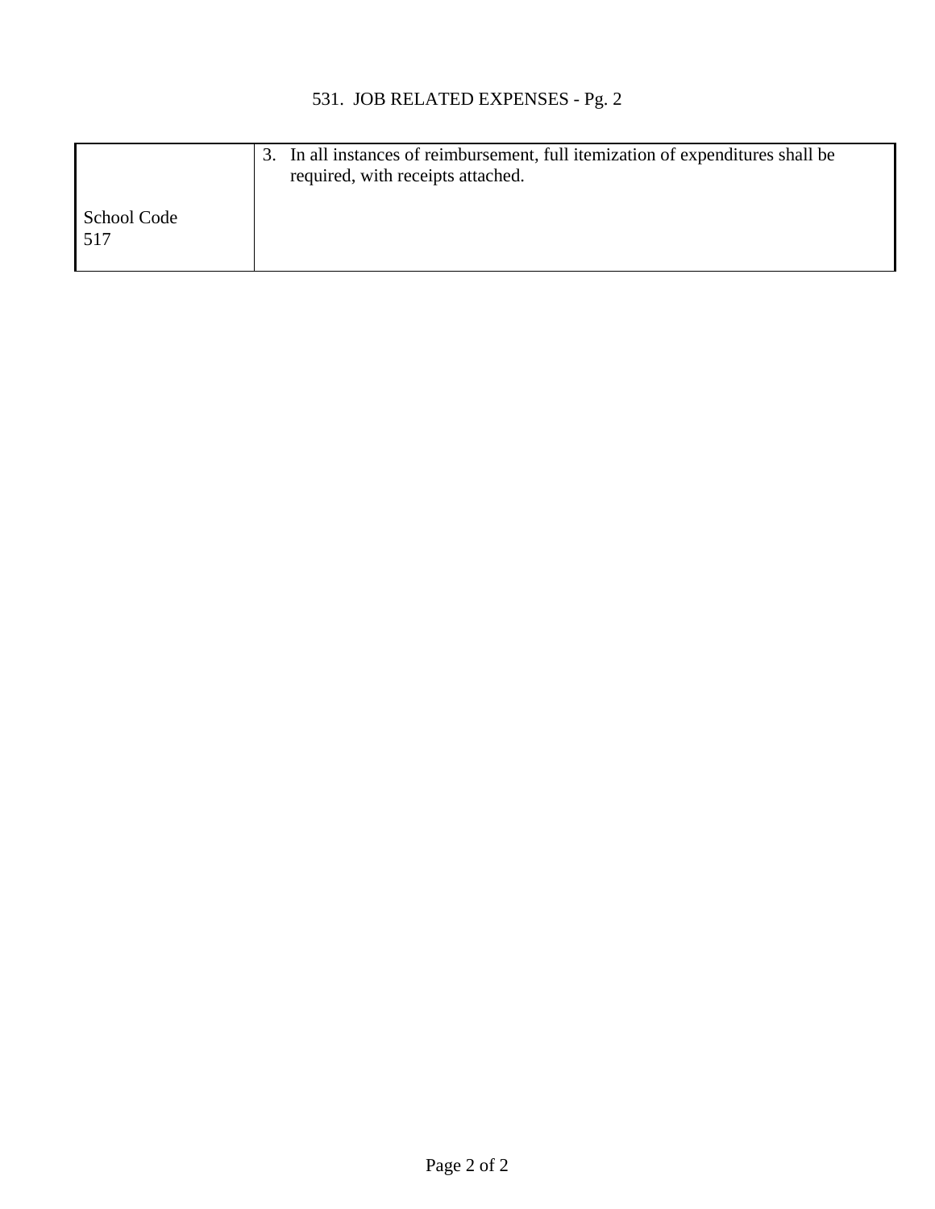531. JOB RELATED EXPENSES - Pg. 2

| | |
|---|---|
| School Code<br>517 | 3. In all instances of reimbursement, full itemization of expenditures shall be required, with receipts attached. |